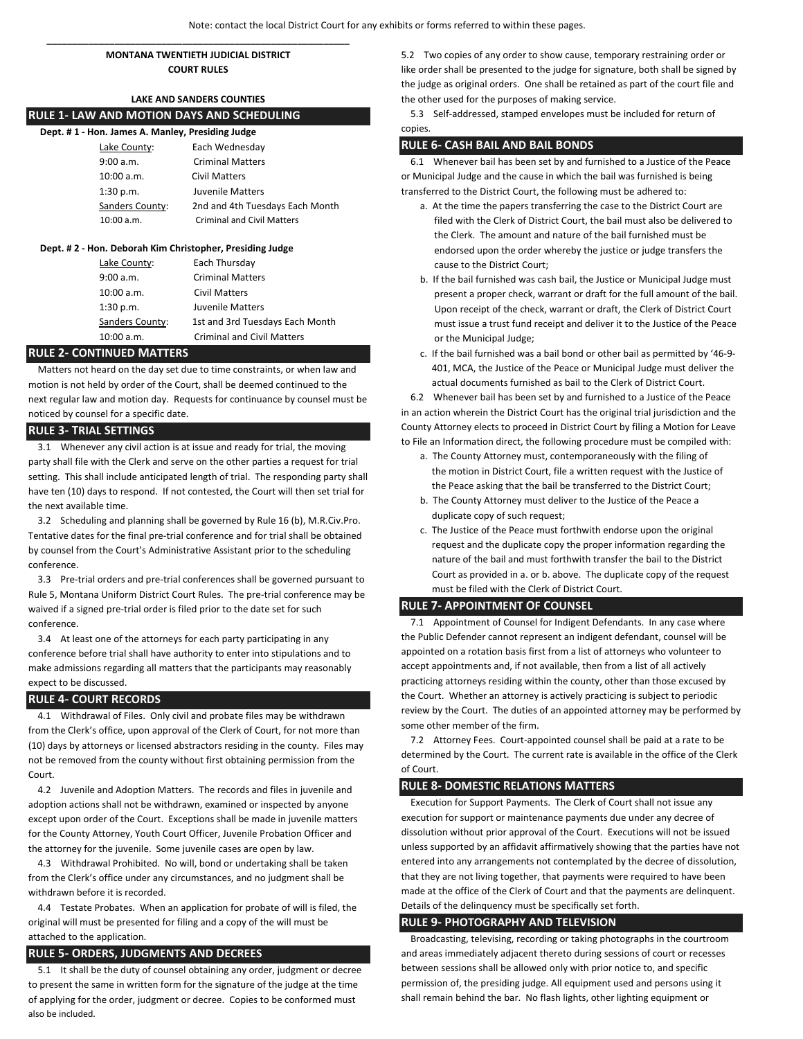Note: contact the local District Court for any exhibits or forms referred to within these pages.

**MONTANA TWENTIETH JUDICIAL DISTRICT**
**COURT RULES**

**LAKE AND SANDERS COUNTIES**

## RULE 1- LAW AND MOTION DAYS AND SCHEDULING

**Dept. # 1 - Hon. James A. Manley, Presiding Judge**

| | |
|---|---|
| Lake County: | Each Wednesday |
| 9:00 a.m. | Criminal Matters |
| 10:00 a.m. | Civil Matters |
| 1:30 p.m. | Juvenile Matters |
| Sanders County: | 2nd and 4th Tuesdays Each Month |
| 10:00 a.m. | Criminal and Civil Matters |

**Dept. # 2 - Hon. Deborah Kim Christopher, Presiding Judge**

| | |
|---|---|
| Lake County: | Each Thursday |
| 9:00 a.m. | Criminal Matters |
| 10:00 a.m. | Civil Matters |
| 1:30 p.m. | Juvenile Matters |
| Sanders County: | 1st and 3rd Tuesdays Each Month |
| 10:00 a.m. | Criminal and Civil Matters |

## RULE 2- CONTINUED MATTERS

Matters not heard on the day set due to time constraints, or when law and motion is not held by order of the Court, shall be deemed continued to the next regular law and motion day. Requests for continuance by counsel must be noticed by counsel for a specific date.

## RULE 3- TRIAL SETTINGS

3.1 Whenever any civil action is at issue and ready for trial, the moving party shall file with the Clerk and serve on the other parties a request for trial setting. This shall include anticipated length of trial. The responding party shall have ten (10) days to respond. If not contested, the Court will then set trial for the next available time.

3.2 Scheduling and planning shall be governed by Rule 16 (b), M.R.Civ.Pro. Tentative dates for the final pre-trial conference and for trial shall be obtained by counsel from the Court's Administrative Assistant prior to the scheduling conference.

3.3 Pre-trial orders and pre-trial conferences shall be governed pursuant to Rule 5, Montana Uniform District Court Rules. The pre-trial conference may be waived if a signed pre-trial order is filed prior to the date set for such conference.

3.4 At least one of the attorneys for each party participating in any conference before trial shall have authority to enter into stipulations and to make admissions regarding all matters that the participants may reasonably expect to be discussed.

## RULE 4- COURT RECORDS

4.1 Withdrawal of Files. Only civil and probate files may be withdrawn from the Clerk's office, upon approval of the Clerk of Court, for not more than (10) days by attorneys or licensed abstractors residing in the county. Files may not be removed from the county without first obtaining permission from the Court.

4.2 Juvenile and Adoption Matters. The records and files in juvenile and adoption actions shall not be withdrawn, examined or inspected by anyone except upon order of the Court. Exceptions shall be made in juvenile matters for the County Attorney, Youth Court Officer, Juvenile Probation Officer and the attorney for the juvenile. Some juvenile cases are open by law.

4.3 Withdrawal Prohibited. No will, bond or undertaking shall be taken from the Clerk's office under any circumstances, and no judgment shall be withdrawn before it is recorded.

4.4 Testate Probates. When an application for probate of will is filed, the original will must be presented for filing and a copy of the will must be attached to the application.

## RULE 5- ORDERS, JUDGMENTS AND DECREES

5.1 It shall be the duty of counsel obtaining any order, judgment or decree to present the same in written form for the signature of the judge at the time of applying for the order, judgment or decree. Copies to be conformed must also be included.

5.2 Two copies of any order to show cause, temporary restraining order or like order shall be presented to the judge for signature, both shall be signed by the judge as original orders. One shall be retained as part of the court file and the other used for the purposes of making service.

5.3 Self-addressed, stamped envelopes must be included for return of copies.

## RULE 6- CASH BAIL AND BAIL BONDS

6.1 Whenever bail has been set by and furnished to a Justice of the Peace or Municipal Judge and the cause in which the bail was furnished is being transferred to the District Court, the following must be adhered to:

a. At the time the papers transferring the case to the District Court are filed with the Clerk of District Court, the bail must also be delivered to the Clerk. The amount and nature of the bail furnished must be endorsed upon the order whereby the justice or judge transfers the cause to the District Court;

b. If the bail furnished was cash bail, the Justice or Municipal Judge must present a proper check, warrant or draft for the full amount of the bail. Upon receipt of the check, warrant or draft, the Clerk of District Court must issue a trust fund receipt and deliver it to the Justice of the Peace or the Municipal Judge;

c. If the bail furnished was a bail bond or other bail as permitted by '46-9-401, MCA, the Justice of the Peace or Municipal Judge must deliver the actual documents furnished as bail to the Clerk of District Court.

6.2 Whenever bail has been set by and furnished to a Justice of the Peace in an action wherein the District Court has the original trial jurisdiction and the County Attorney elects to proceed in District Court by filing a Motion for Leave to File an Information direct, the following procedure must be compiled with:

a. The County Attorney must, contemporaneously with the filing of the motion in District Court, file a written request with the Justice of the Peace asking that the bail be transferred to the District Court;

b. The County Attorney must deliver to the Justice of the Peace a duplicate copy of such request;

c. The Justice of the Peace must forthwith endorse upon the original request and the duplicate copy the proper information regarding the nature of the bail and must forthwith transfer the bail to the District Court as provided in a. or b. above. The duplicate copy of the request must be filed with the Clerk of District Court.

## RULE 7- APPOINTMENT OF COUNSEL

7.1 Appointment of Counsel for Indigent Defendants. In any case where the Public Defender cannot represent an indigent defendant, counsel will be appointed on a rotation basis first from a list of attorneys who volunteer to accept appointments and, if not available, then from a list of all actively practicing attorneys residing within the county, other than those excused by the Court. Whether an attorney is actively practicing is subject to periodic review by the Court. The duties of an appointed attorney may be performed by some other member of the firm.

7.2 Attorney Fees. Court-appointed counsel shall be paid at a rate to be determined by the Court. The current rate is available in the office of the Clerk of Court.

## RULE 8- DOMESTIC RELATIONS MATTERS

Execution for Support Payments. The Clerk of Court shall not issue any execution for support or maintenance payments due under any decree of dissolution without prior approval of the Court. Executions will not be issued unless supported by an affidavit affirmatively showing that the parties have not entered into any arrangements not contemplated by the decree of dissolution, that they are not living together, that payments were required to have been made at the office of the Clerk of Court and that the payments are delinquent. Details of the delinquency must be specifically set forth.

## RULE 9- PHOTOGRAPHY AND TELEVISION

Broadcasting, televising, recording or taking photographs in the courtroom and areas immediately adjacent thereto during sessions of court or recesses between sessions shall be allowed only with prior notice to, and specific permission of, the presiding judge. All equipment used and persons using it shall remain behind the bar. No flash lights, other lighting equipment or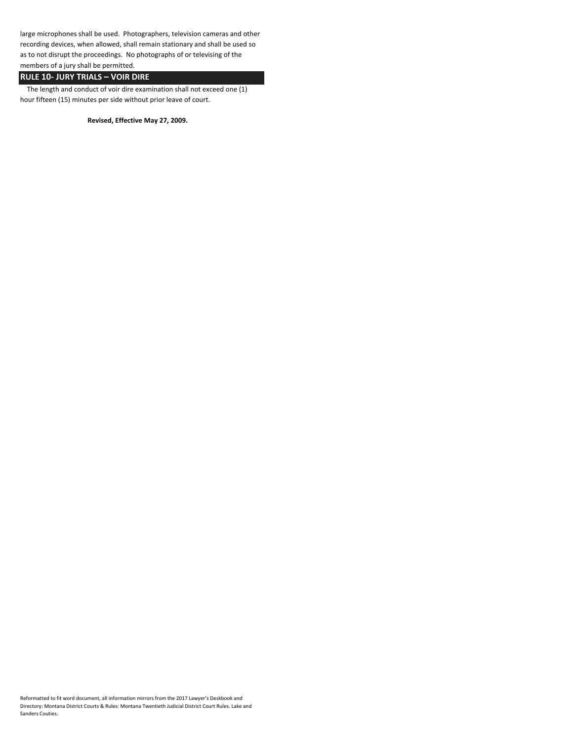large microphones shall be used. Photographers, television cameras and other recording devices, when allowed, shall remain stationary and shall be used so as to not disrupt the proceedings. No photographs of or televising of the members of a jury shall be permitted.

## RULE 10- JURY TRIALS – VOIR DIRE

The length and conduct of voir dire examination shall not exceed one (1) hour fifteen (15) minutes per side without prior leave of court.

**Revised, Effective May 27, 2009.**

Reformatted to fit word document, all information mirrors from the 2017 Lawyer's Deskbook and Directory: Montana District Courts & Rules: Montana Twentieth Judicial District Court Rules. Lake and Sanders Couties.